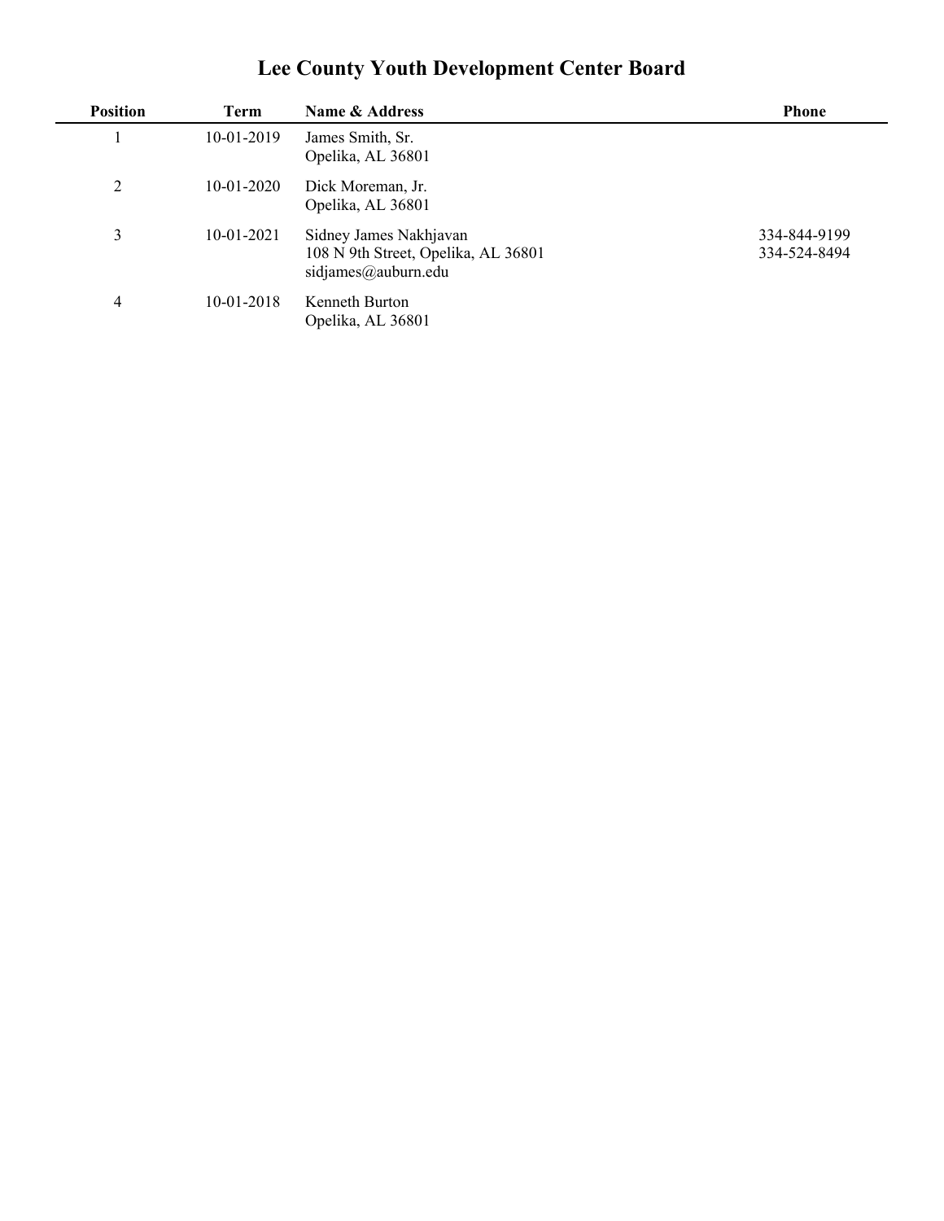# Lee County Youth Development Center Board

| Position | Term | Name & Address | Phone |
|---|---|---|---|
| 1 | 10-01-2019 | James Smith, Sr.<br>Opelika, AL 36801 | |
| 2 | 10-01-2020 | Dick Moreman, Jr.<br>Opelika, AL 36801 | |
| 3 | 10-01-2021 | Sidney James Nakhjavan<br>108 N 9th Street, Opelika, AL 36801<br>sidjames@auburn.edu | 334-844-9199<br>334-524-8494 |
| 4 | 10-01-2018 | Kenneth Burton<br>Opelika, AL 36801 | |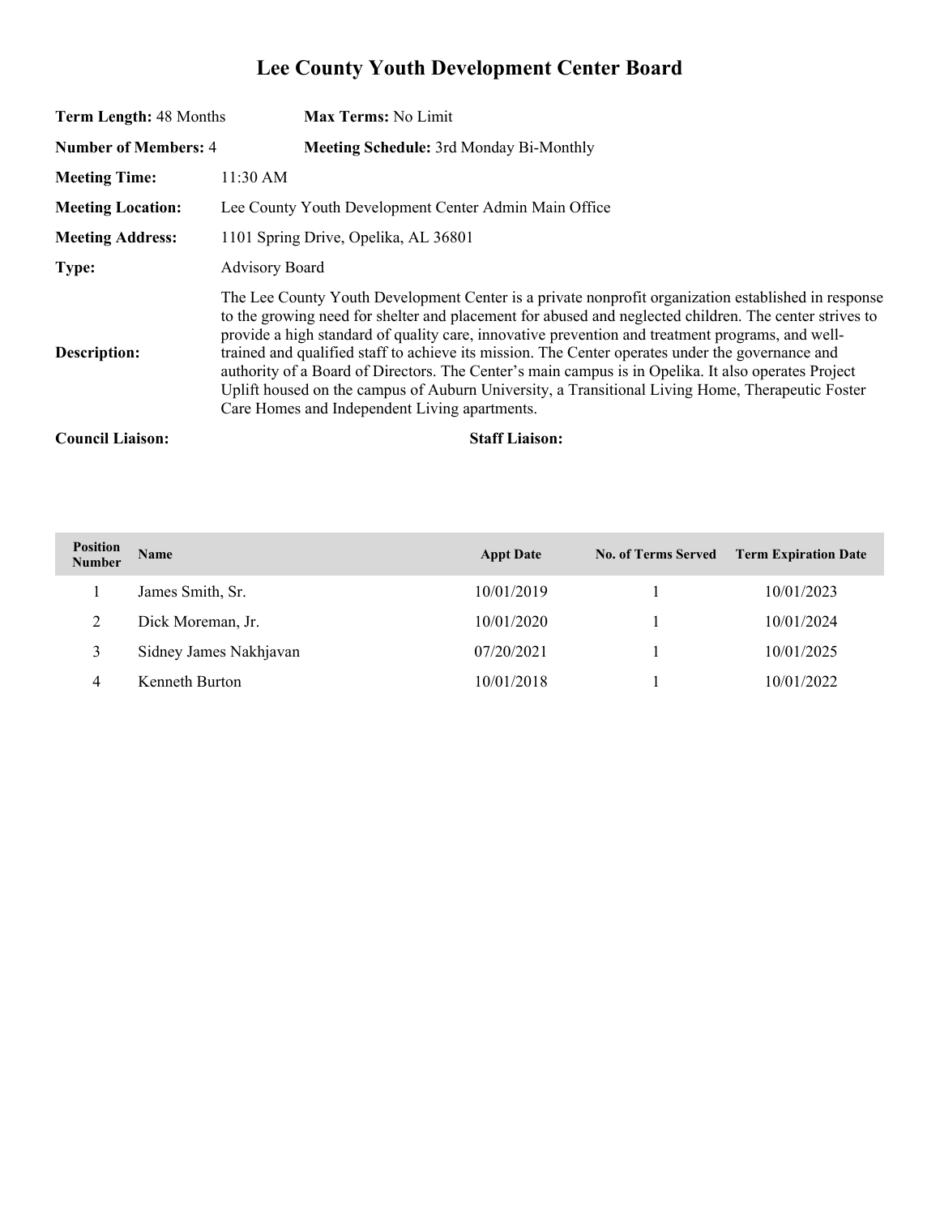# Lee County Youth Development Center Board

**Term Length:** 48 Months  **Max Terms:** No Limit

**Number of Members:** 4  **Meeting Schedule:** 3rd Monday Bi-Monthly

**Meeting Time:** 11:30 AM

**Meeting Location:** Lee County Youth Development Center Admin Main Office

**Meeting Address:** 1101 Spring Drive, Opelika, AL 36801

**Type:** Advisory Board

**Description:** The Lee County Youth Development Center is a private nonprofit organization established in response to the growing need for shelter and placement for abused and neglected children. The center strives to provide a high standard of quality care, innovative prevention and treatment programs, and well-trained and qualified staff to achieve its mission. The Center operates under the governance and authority of a Board of Directors. The Center's main campus is in Opelika. It also operates Project Uplift housed on the campus of Auburn University, a Transitional Living Home, Therapeutic Foster Care Homes and Independent Living apartments.

**Council Liaison:**  **Staff Liaison:**

| Position Number | Name | Appt Date | No. of Terms Served | Term Expiration Date |
|---|---|---|---|---|
| 1 | James Smith, Sr. | 10/01/2019 | 1 | 10/01/2023 |
| 2 | Dick Moreman, Jr. | 10/01/2020 | 1 | 10/01/2024 |
| 3 | Sidney James Nakhjavan | 07/20/2021 | 1 | 10/01/2025 |
| 4 | Kenneth Burton | 10/01/2018 | 1 | 10/01/2022 |